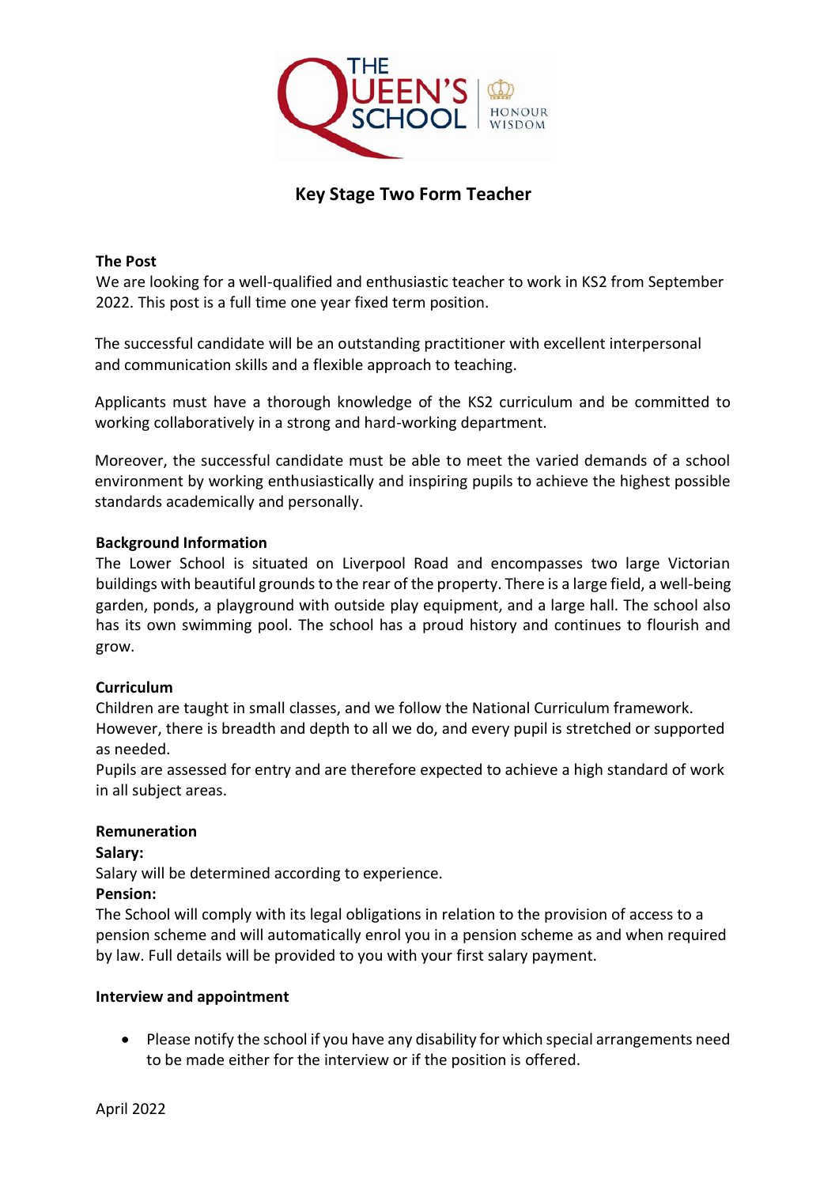# Key Stage Two Form Teacher

**The Post**

We are looking for a well-qualified and enthusiastic teacher to work in KS2 from September 2022. This post is a full time one year fixed term position.

The successful candidate will be an outstanding practitioner with excellent interpersonal and communication skills and a flexible approach to teaching.

Applicants must have a thorough knowledge of the KS2 curriculum and be committed to working collaboratively in a strong and hard-working department.

Moreover, the successful candidate must be able to meet the varied demands of a school environment by working enthusiastically and inspiring pupils to achieve the highest possible standards academically and personally.

**Background Information**

The Lower School is situated on Liverpool Road and encompasses two large Victorian buildings with beautiful grounds to the rear of the property. There is a large field, a well-being garden, ponds, a playground with outside play equipment, and a large hall. The school also has its own swimming pool. The school has a proud history and continues to flourish and grow.

**Curriculum**

Children are taught in small classes, and we follow the National Curriculum framework. However, there is breadth and depth to all we do, and every pupil is stretched or supported as needed.

Pupils are assessed for entry and are therefore expected to achieve a high standard of work in all subject areas.

**Remuneration**

**Salary:**

Salary will be determined according to experience.

**Pension:**

The School will comply with its legal obligations in relation to the provision of access to a pension scheme and will automatically enrol you in a pension scheme as and when required by law. Full details will be provided to you with your first salary payment.

**Interview and appointment**

- Please notify the school if you have any disability for which special arrangements need to be made either for the interview or if the position is offered.

April 2022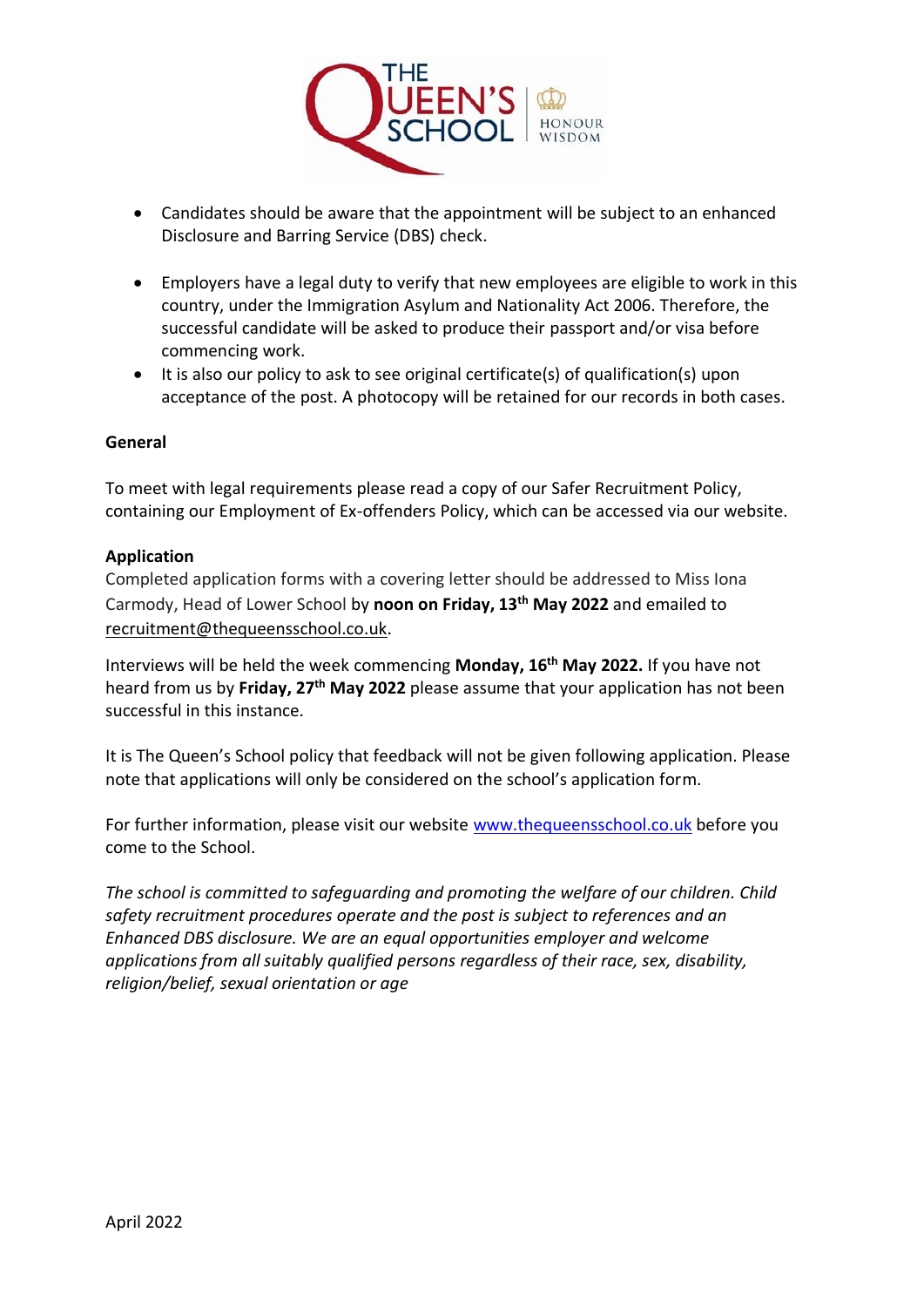- Candidates should be aware that the appointment will be subject to an enhanced Disclosure and Barring Service (DBS) check.

- Employers have a legal duty to verify that new employees are eligible to work in this country, under the Immigration Asylum and Nationality Act 2006. Therefore, the successful candidate will be asked to produce their passport and/or visa before commencing work.
- It is also our policy to ask to see original certificate(s) of qualification(s) upon acceptance of the post. A photocopy will be retained for our records in both cases.

**General**

To meet with legal requirements please read a copy of our Safer Recruitment Policy, containing our Employment of Ex-offenders Policy, which can be accessed via our website.

**Application**

Completed application forms with a covering letter should be addressed to Miss Iona Carmody, Head of Lower School by **noon on Friday, 13th May 2022** and emailed to recruitment@thequeensschool.co.uk.

Interviews will be held the week commencing **Monday, 16th May 2022.** If you have not heard from us by **Friday, 27th May 2022** please assume that your application has not been successful in this instance.

It is The Queen's School policy that feedback will not be given following application. Please note that applications will only be considered on the school's application form.

For further information, please visit our website www.thequeensschool.co.uk before you come to the School.

*The school is committed to safeguarding and promoting the welfare of our children. Child safety recruitment procedures operate and the post is subject to references and an Enhanced DBS disclosure. We are an equal opportunities employer and welcome applications from all suitably qualified persons regardless of their race, sex, disability, religion/belief, sexual orientation or age*

April 2022